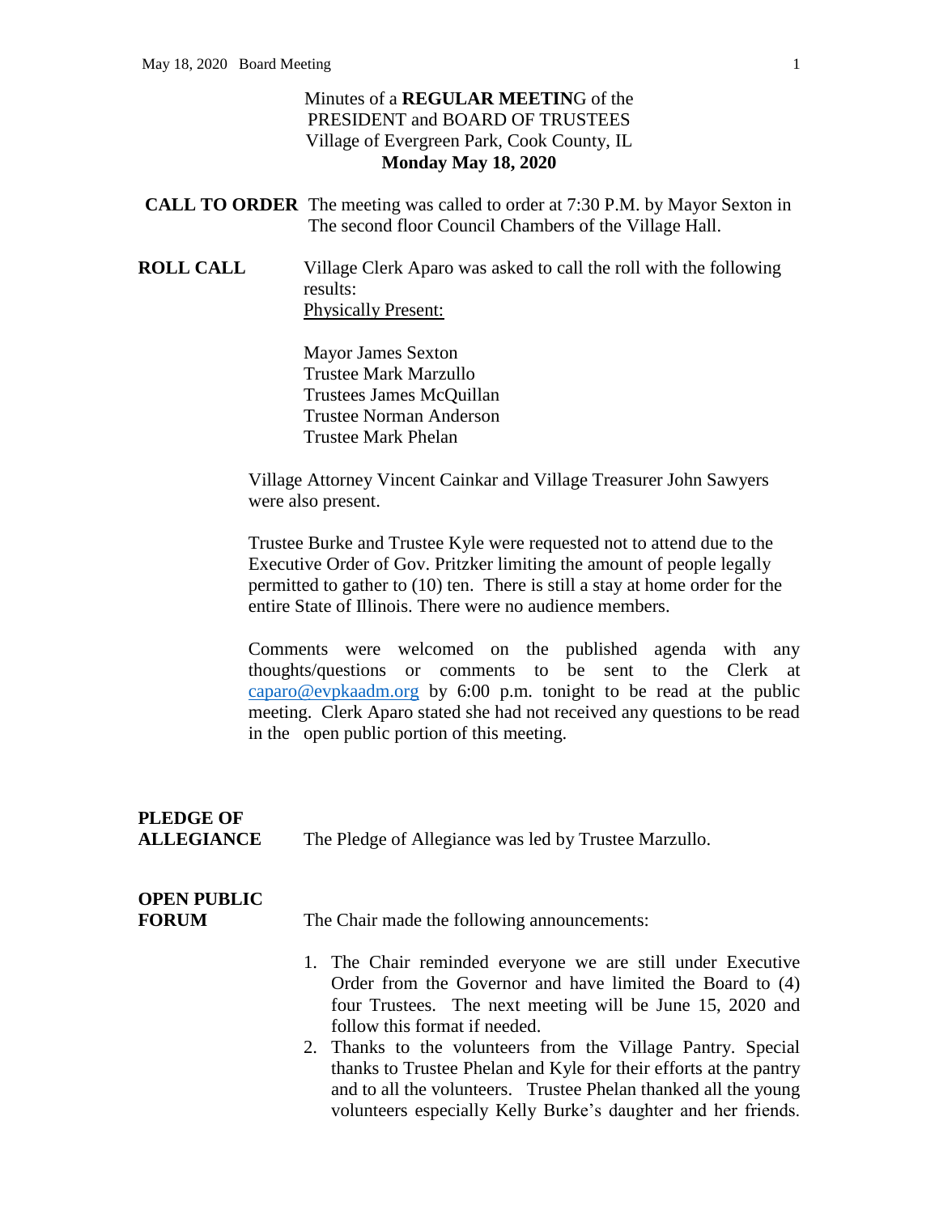Minutes of a **REGULAR MEETING** of the
PRESIDENT and BOARD OF TRUSTEES
Village of Evergreen Park, Cook County, IL
**Monday May 18, 2020**

**CALL TO ORDER** The meeting was called to order at 7:30 P.M. by Mayor Sexton in The second floor Council Chambers of the Village Hall.

**ROLL CALL** Village Clerk Aparo was asked to call the roll with the following results:

Physically Present:

Mayor James Sexton
Trustee Mark Marzullo
Trustees James McQuillan
Trustee Norman Anderson
Trustee Mark Phelan

Village Attorney Vincent Cainkar and Village Treasurer John Sawyers were also present.

Trustee Burke and Trustee Kyle were requested not to attend due to the Executive Order of Gov. Pritzker limiting the amount of people legally permitted to gather to (10) ten. There is still a stay at home order for the entire State of Illinois. There were no audience members.

Comments were welcomed on the published agenda with any thoughts/questions or comments to be sent to the Clerk at caparo@evpkaadm.org by 6:00 p.m. tonight to be read at the public meeting. Clerk Aparo stated she had not received any questions to be read in the open public portion of this meeting.

**PLEDGE OF ALLEGIANCE** The Pledge of Allegiance was led by Trustee Marzullo.

**OPEN PUBLIC FORUM** The Chair made the following announcements:

1. The Chair reminded everyone we are still under Executive Order from the Governor and have limited the Board to (4) four Trustees. The next meeting will be June 15, 2020 and follow this format if needed.
2. Thanks to the volunteers from the Village Pantry. Special thanks to Trustee Phelan and Kyle for their efforts at the pantry and to all the volunteers. Trustee Phelan thanked all the young volunteers especially Kelly Burke's daughter and her friends.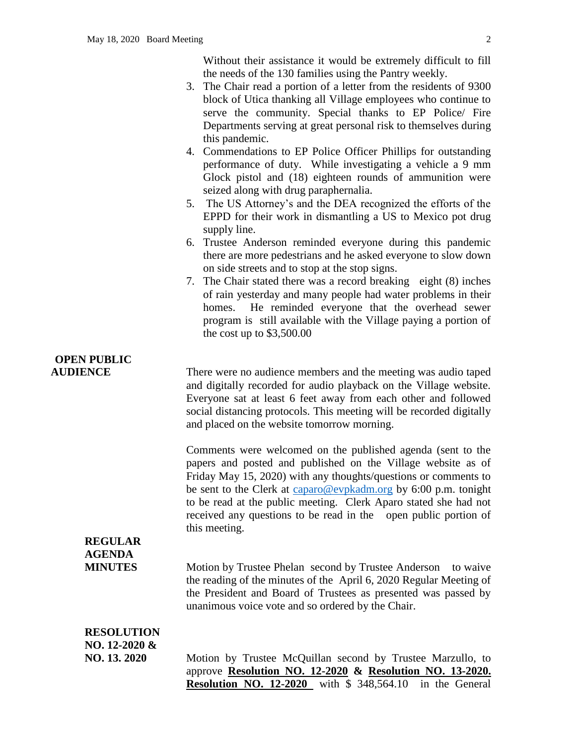Without their assistance it would be extremely difficult to fill the needs of the 130 families using the Pantry weekly.

3. The Chair read a portion of a letter from the residents of 9300 block of Utica thanking all Village employees who continue to serve the community. Special thanks to EP Police/ Fire Departments serving at great personal risk to themselves during this pandemic.
4. Commendations to EP Police Officer Phillips for outstanding performance of duty. While investigating a vehicle a 9 mm Glock pistol and (18) eighteen rounds of ammunition were seized along with drug paraphernalia.
5. The US Attorney's and the DEA recognized the efforts of the EPPD for their work in dismantling a US to Mexico pot drug supply line.
6. Trustee Anderson reminded everyone during this pandemic there are more pedestrians and he asked everyone to slow down on side streets and to stop at the stop signs.
7. The Chair stated there was a record breaking eight (8) inches of rain yesterday and many people had water problems in their homes. He reminded everyone that the overhead sewer program is still available with the Village paying a portion of the cost up to $3,500.00

**OPEN PUBLIC AUDIENCE**

There were no audience members and the meeting was audio taped and digitally recorded for audio playback on the Village website. Everyone sat at least 6 feet away from each other and followed social distancing protocols. This meeting will be recorded digitally and placed on the website tomorrow morning.

Comments were welcomed on the published agenda (sent to the papers and posted and published on the Village website as of Friday May 15, 2020) with any thoughts/questions or comments to be sent to the Clerk at caparo@evpkadm.org by 6:00 p.m. tonight to be read at the public meeting. Clerk Aparo stated she had not received any questions to be read in the open public portion of this meeting.

**REGULAR AGENDA**

**MINUTES**

Motion by Trustee Phelan second by Trustee Anderson to waive the reading of the minutes of the April 6, 2020 Regular Meeting of the President and Board of Trustees as presented was passed by unanimous voice vote and so ordered by the Chair.

**RESOLUTION NO. 12-2020 & NO. 13. 2020**

Motion by Trustee McQuillan second by Trustee Marzullo, to approve **Resolution NO. 12-2020** & **Resolution NO. 13-2020. Resolution NO. 12-2020** with $ 348,564.10 in the General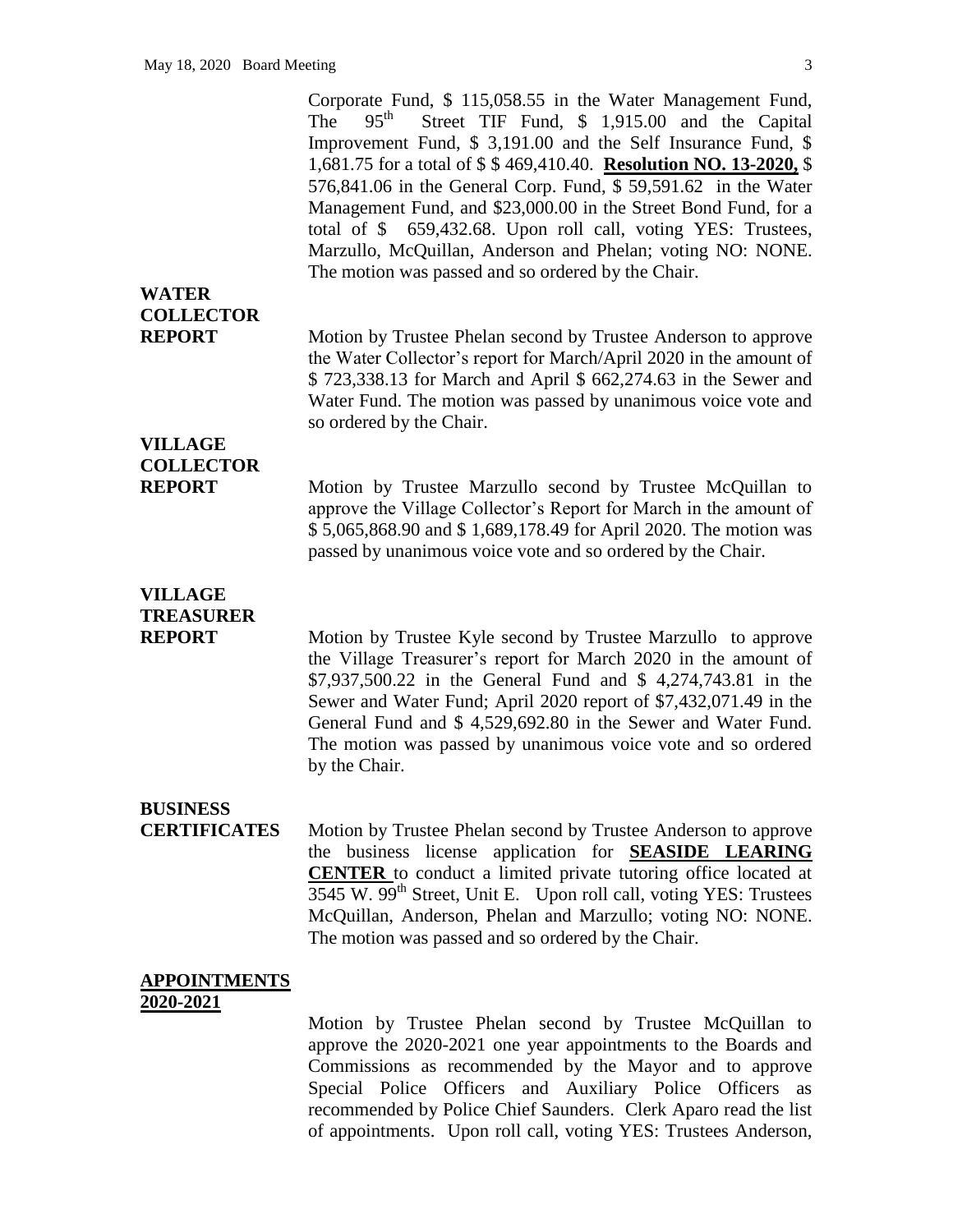Corporate Fund, $ 115,058.55 in the Water Management Fund, The 95th Street TIF Fund, $ 1,915.00 and the Capital Improvement Fund, $ 3,191.00 and the Self Insurance Fund, $ 1,681.75 for a total of $ $ 469,410.40. **Resolution NO. 13-2020,** $ 576,841.06 in the General Corp. Fund, $ 59,591.62 in the Water Management Fund, and $23,000.00 in the Street Bond Fund, for a total of $ 659,432.68. Upon roll call, voting YES: Trustees, Marzullo, McQuillan, Anderson and Phelan; voting NO: NONE. The motion was passed and so ordered by the Chair.

**WATER COLLECTOR REPORT**

Motion by Trustee Phelan second by Trustee Anderson to approve the Water Collector's report for March/April 2020 in the amount of $ 723,338.13 for March and April $ 662,274.63 in the Sewer and Water Fund. The motion was passed by unanimous voice vote and so ordered by the Chair.

**VILLAGE COLLECTOR REPORT**

Motion by Trustee Marzullo second by Trustee McQuillan to approve the Village Collector's Report for March in the amount of $ 5,065,868.90 and $ 1,689,178.49 for April 2020. The motion was passed by unanimous voice vote and so ordered by the Chair.

**VILLAGE TREASURER REPORT**

Motion by Trustee Kyle second by Trustee Marzullo to approve the Village Treasurer's report for March 2020 in the amount of $7,937,500.22 in the General Fund and $ 4,274,743.81 in the Sewer and Water Fund; April 2020 report of $7,432,071.49 in the General Fund and $ 4,529,692.80 in the Sewer and Water Fund. The motion was passed by unanimous voice vote and so ordered by the Chair.

**BUSINESS CERTIFICATES**

Motion by Trustee Phelan second by Trustee Anderson to approve the business license application for **SEASIDE LEARING CENTER** to conduct a limited private tutoring office located at 3545 W. 99th Street, Unit E. Upon roll call, voting YES: Trustees McQuillan, Anderson, Phelan and Marzullo; voting NO: NONE. The motion was passed and so ordered by the Chair.

**APPOINTMENTS 2020-2021**

Motion by Trustee Phelan second by Trustee McQuillan to approve the 2020-2021 one year appointments to the Boards and Commissions as recommended by the Mayor and to approve Special Police Officers and Auxiliary Police Officers as recommended by Police Chief Saunders. Clerk Aparo read the list of appointments. Upon roll call, voting YES: Trustees Anderson,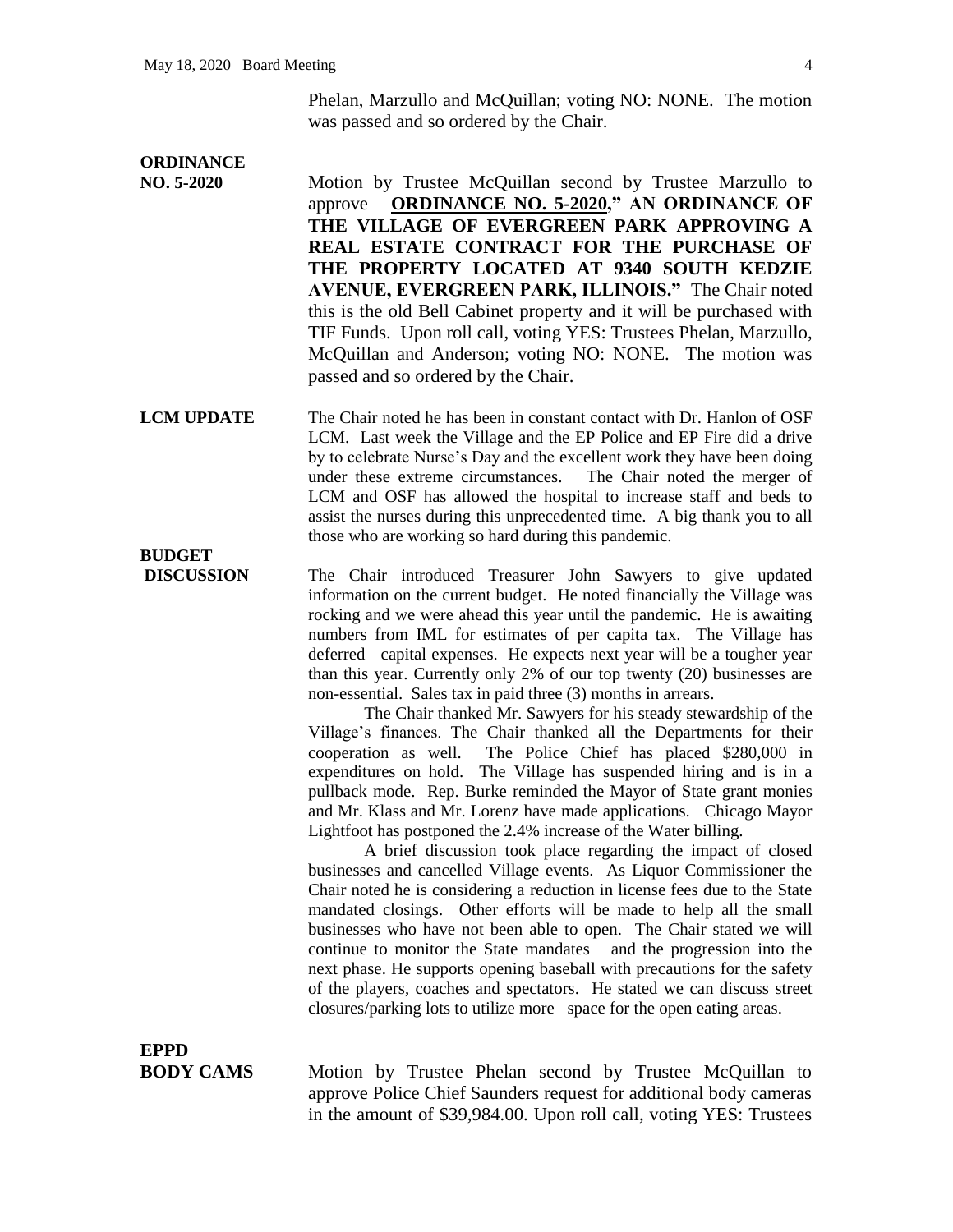Phelan, Marzullo and McQuillan; voting NO: NONE. The motion was passed and so ordered by the Chair.

**ORDINANCE NO. 5-2020**

Motion by Trustee McQuillan second by Trustee Marzullo to approve **ORDINANCE NO. 5-2020," AN ORDINANCE OF THE VILLAGE OF EVERGREEN PARK APPROVING A REAL ESTATE CONTRACT FOR THE PURCHASE OF THE PROPERTY LOCATED AT 9340 SOUTH KEDZIE AVENUE, EVERGREEN PARK, ILLINOIS."** The Chair noted this is the old Bell Cabinet property and it will be purchased with TIF Funds. Upon roll call, voting YES: Trustees Phelan, Marzullo, McQuillan and Anderson; voting NO: NONE. The motion was passed and so ordered by the Chair.

**LCM UPDATE**

The Chair noted he has been in constant contact with Dr. Hanlon of OSF LCM. Last week the Village and the EP Police and EP Fire did a drive by to celebrate Nurse's Day and the excellent work they have been doing under these extreme circumstances. The Chair noted the merger of LCM and OSF has allowed the hospital to increase staff and beds to assist the nurses during this unprecedented time. A big thank you to all those who are working so hard during this pandemic.

**BUDGET DISCUSSION**

The Chair introduced Treasurer John Sawyers to give updated information on the current budget. He noted financially the Village was rocking and we were ahead this year until the pandemic. He is awaiting numbers from IML for estimates of per capita tax. The Village has deferred capital expenses. He expects next year will be a tougher year than this year. Currently only 2% of our top twenty (20) businesses are non-essential. Sales tax in paid three (3) months in arrears.

The Chair thanked Mr. Sawyers for his steady stewardship of the Village's finances. The Chair thanked all the Departments for their cooperation as well. The Police Chief has placed $280,000 in expenditures on hold. The Village has suspended hiring and is in a pullback mode. Rep. Burke reminded the Mayor of State grant monies and Mr. Klass and Mr. Lorenz have made applications. Chicago Mayor Lightfoot has postponed the 2.4% increase of the Water billing.

A brief discussion took place regarding the impact of closed businesses and cancelled Village events. As Liquor Commissioner the Chair noted he is considering a reduction in license fees due to the State mandated closings. Other efforts will be made to help all the small businesses who have not been able to open. The Chair stated we will continue to monitor the State mandates and the progression into the next phase. He supports opening baseball with precautions for the safety of the players, coaches and spectators. He stated we can discuss street closures/parking lots to utilize more space for the open eating areas.

**EPPD BODY CAMS**

Motion by Trustee Phelan second by Trustee McQuillan to approve Police Chief Saunders request for additional body cameras in the amount of $39,984.00. Upon roll call, voting YES: Trustees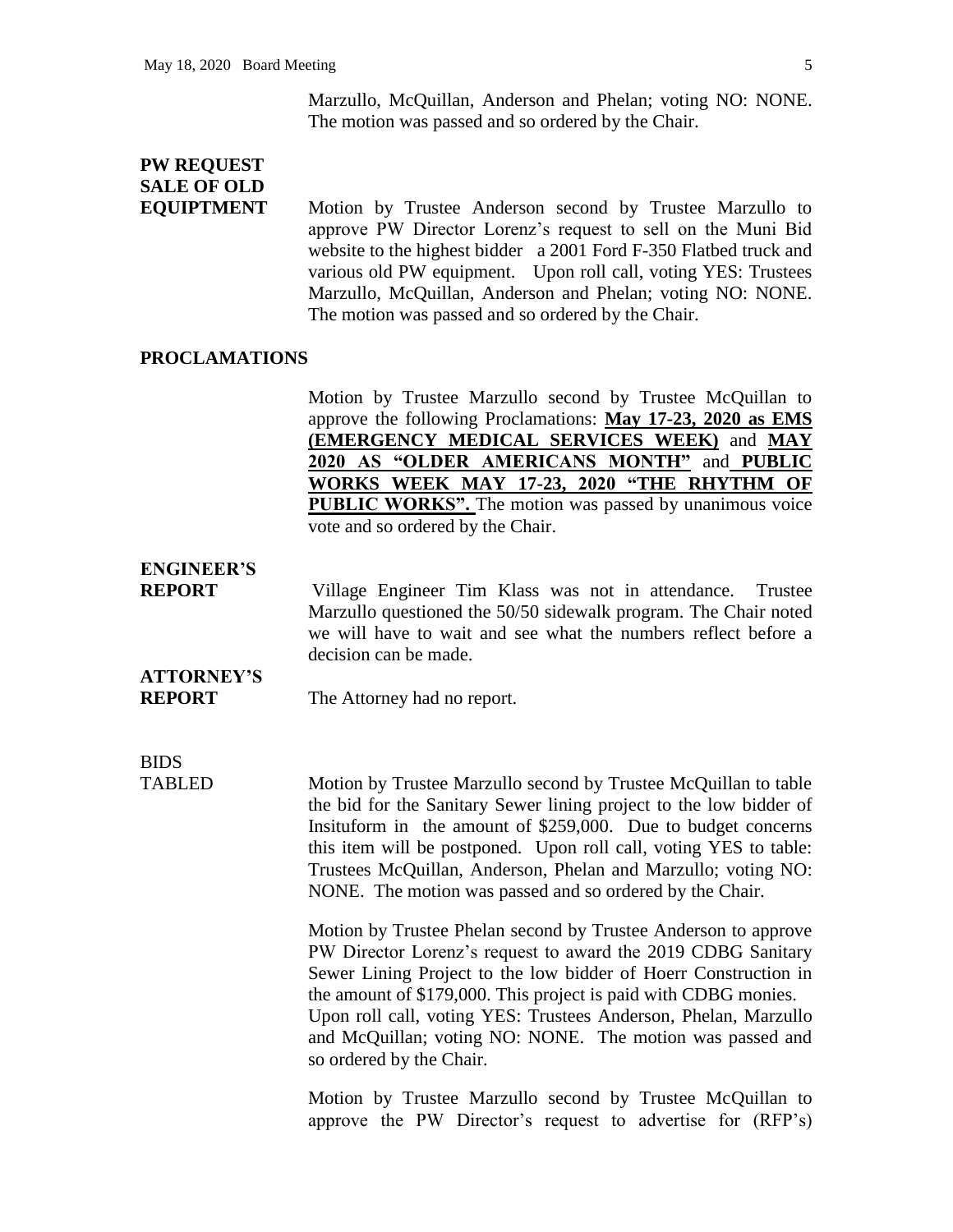Marzullo, McQuillan, Anderson and Phelan; voting NO: NONE. The motion was passed and so ordered by the Chair.

**PW REQUEST SALE OF OLD EQUIPTMENT**

Motion by Trustee Anderson second by Trustee Marzullo to approve PW Director Lorenz's request to sell on the Muni Bid website to the highest bidder a 2001 Ford F-350 Flatbed truck and various old PW equipment. Upon roll call, voting YES: Trustees Marzullo, McQuillan, Anderson and Phelan; voting NO: NONE. The motion was passed and so ordered by the Chair.

**PROCLAMATIONS**

Motion by Trustee Marzullo second by Trustee McQuillan to approve the following Proclamations: **May 17-23, 2020 as EMS (EMERGENCY MEDICAL SERVICES WEEK)** and **MAY 2020 AS "OLDER AMERICANS MONTH"** and **PUBLIC WORKS WEEK MAY 17-23, 2020 "THE RHYTHM OF PUBLIC WORKS".** The motion was passed by unanimous voice vote and so ordered by the Chair.

**ENGINEER'S REPORT**

Village Engineer Tim Klass was not in attendance. Trustee Marzullo questioned the 50/50 sidewalk program. The Chair noted we will have to wait and see what the numbers reflect before a decision can be made.

**ATTORNEY'S REPORT**

The Attorney had no report.

BIDS

TABLED

Motion by Trustee Marzullo second by Trustee McQuillan to table the bid for the Sanitary Sewer lining project to the low bidder of Insituform in the amount of $259,000. Due to budget concerns this item will be postponed. Upon roll call, voting YES to table: Trustees McQuillan, Anderson, Phelan and Marzullo; voting NO: NONE. The motion was passed and so ordered by the Chair.

Motion by Trustee Phelan second by Trustee Anderson to approve PW Director Lorenz's request to award the 2019 CDBG Sanitary Sewer Lining Project to the low bidder of Hoerr Construction in the amount of $179,000. This project is paid with CDBG monies. Upon roll call, voting YES: Trustees Anderson, Phelan, Marzullo and McQuillan; voting NO: NONE. The motion was passed and so ordered by the Chair.

Motion by Trustee Marzullo second by Trustee McQuillan to approve the PW Director's request to advertise for (RFP's)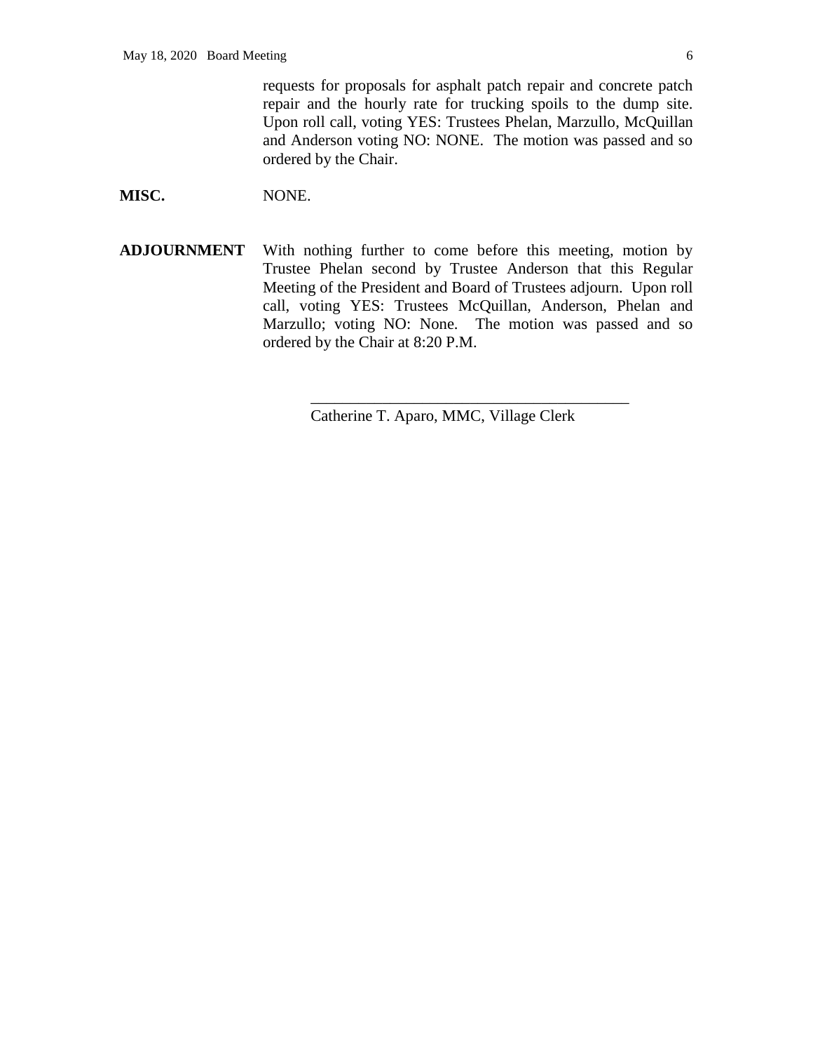requests for proposals for asphalt patch repair and concrete patch repair and the hourly rate for trucking spoils to the dump site. Upon roll call, voting YES: Trustees Phelan, Marzullo, McQuillan and Anderson voting NO: NONE. The motion was passed and so ordered by the Chair.

**MISC.** NONE.

**ADJOURNMENT** With nothing further to come before this meeting, motion by Trustee Phelan second by Trustee Anderson that this Regular Meeting of the President and Board of Trustees adjourn. Upon roll call, voting YES: Trustees McQuillan, Anderson, Phelan and Marzullo; voting NO: None. The motion was passed and so ordered by the Chair at 8:20 P.M.

\_\_\_\_\_\_\_\_\_\_\_\_\_\_\_\_\_\_\_\_\_\_\_\_\_\_\_\_\_\_\_\_\_\_\_\_\_\_\_\_

Catherine T. Aparo, MMC, Village Clerk